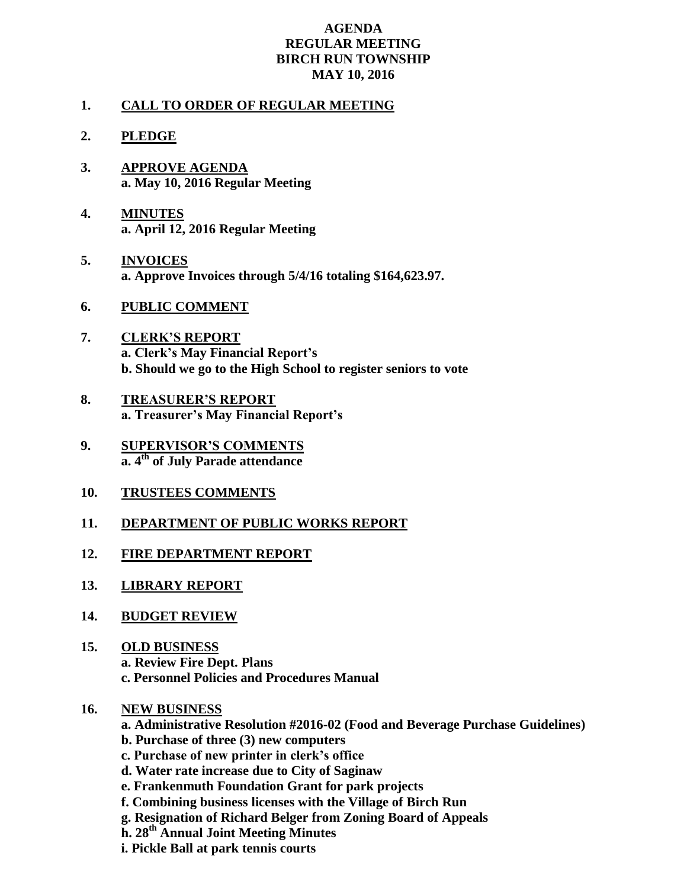# AGENDA
## REGULAR MEETING
## BIRCH RUN TOWNSHIP
## MAY 10, 2016

1. **CALL TO ORDER OF REGULAR MEETING**

2. **PLEDGE**

3. **APPROVE AGENDA**
   **a. May 10, 2016 Regular Meeting**

4. **MINUTES**
   **a. April 12, 2016 Regular Meeting**

5. **INVOICES**
   **a. Approve Invoices through 5/4/16 totaling $164,623.97.**

6. **PUBLIC COMMENT**

7. **CLERK'S REPORT**
   **a. Clerk's May Financial Report's**
   **b. Should we go to the High School to register seniors to vote**

8. **TREASURER'S REPORT**
   **a. Treasurer's May Financial Report's**

9. **SUPERVISOR'S COMMENTS**
   **a. 4th of July Parade attendance**

10. **TRUSTEES COMMENTS**

11. **DEPARTMENT OF PUBLIC WORKS REPORT**

12. **FIRE DEPARTMENT REPORT**

13. **LIBRARY REPORT**

14. **BUDGET REVIEW**

15. **OLD BUSINESS**
    **a. Review Fire Dept. Plans**
    **c. Personnel Policies and Procedures Manual**

16. **NEW BUSINESS**
    **a. Administrative Resolution #2016-02 (Food and Beverage Purchase Guidelines)**
    **b. Purchase of three (3) new computers**
    **c. Purchase of new printer in clerk's office**
    **d. Water rate increase due to City of Saginaw**
    **e. Frankenmuth Foundation Grant for park projects**
    **f. Combining business licenses with the Village of Birch Run**
    **g. Resignation of Richard Belger from Zoning Board of Appeals**
    **h. 28th Annual Joint Meeting Minutes**
    **i. Pickle Ball at park tennis courts**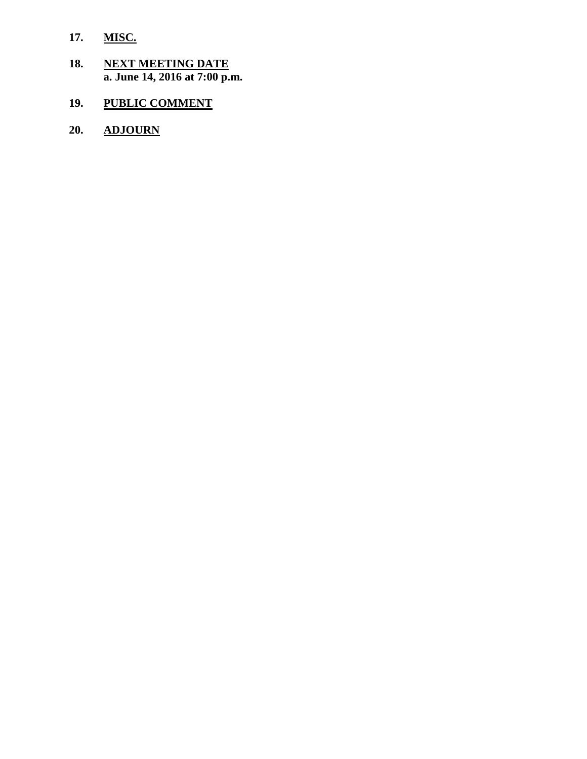17. **MISC.**

18. **NEXT MEETING DATE**
    **a. June 14, 2016 at 7:00 p.m.**

19. **PUBLIC COMMENT**

20. **ADJOURN**